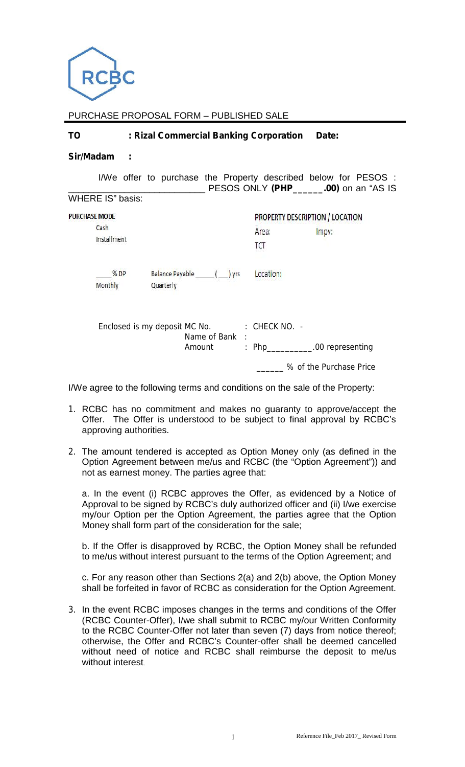RCBC

PURCHASE PROPOSAL FORM – PUBLISHED SALE

**TO : Rizal Commercial Banking Corporation Date:**

**Sir/Madam :**

I/We offer to purchase the Property described below for PESOS : ___________________________ PESOS ONLY **(PHP______.00)** on an "AS IS WHERE IS" basis:

| PURCHASE MODE | | PROPERTY DESCRIPTION / LOCATION | |
|---|---|---|---|
| Cash | | Area: | Impv: |
| Installment | | TCT | |
| ____% DP | Balance Payable _____ ( __ ) yrs | Location: | |
| Monthly | Quarterly | | |

Enclosed is my deposit MC No. : CHECK NO. -
Name of Bank :
Amount : Php__________.00 representing
______ % of the Purchase Price

I/We agree to the following terms and conditions on the sale of the Property:

1. RCBC has no commitment and makes no guaranty to approve/accept the Offer. The Offer is understood to be subject to final approval by RCBC's approving authorities.

2. The amount tendered is accepted as Option Money only (as defined in the Option Agreement between me/us and RCBC (the "Option Agreement")) and not as earnest money. The parties agree that:

   a. In the event (i) RCBC approves the Offer, as evidenced by a Notice of Approval to be signed by RCBC's duly authorized officer and (ii) I/we exercise my/our Option per the Option Agreement, the parties agree that the Option Money shall form part of the consideration for the sale;

   b. If the Offer is disapproved by RCBC, the Option Money shall be refunded to me/us without interest pursuant to the terms of the Option Agreement; and

   c. For any reason other than Sections 2(a) and 2(b) above, the Option Money shall be forfeited in favor of RCBC as consideration for the Option Agreement.

3. In the event RCBC imposes changes in the terms and conditions of the Offer (RCBC Counter-Offer), I/we shall submit to RCBC my/our Written Conformity to the RCBC Counter-Offer not later than seven (7) days from notice thereof; otherwise, the Offer and RCBC's Counter-offer shall be deemed cancelled without need of notice and RCBC shall reimburse the deposit to me/us without interest.

Reference File_Feb 2017_ Revised Form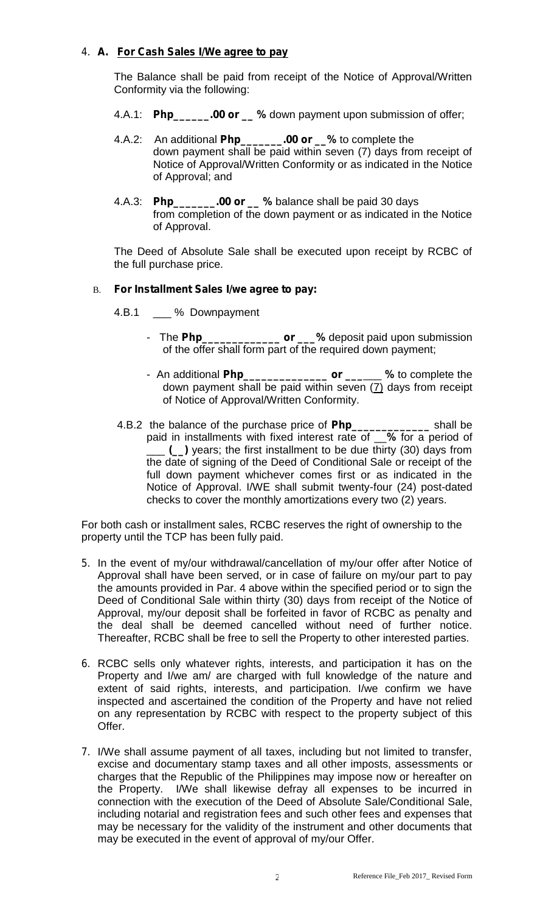4. **A. For Cash Sales I/We agree to pay**

   The Balance shall be paid from receipt of the Notice of Approval/Written Conformity via the following:

   4.A.1: **Php______.00 or __ %** down payment upon submission of offer;

   4.A.2: An additional **Php_______.00 or __%** to complete the down payment shall be paid within seven (7) days from receipt of Notice of Approval/Written Conformity or as indicated in the Notice of Approval; and

   4.A.3: **Php_______.00 or __ %** balance shall be paid 30 days from completion of the down payment or as indicated in the Notice of Approval.

   The Deed of Absolute Sale shall be executed upon receipt by RCBC of the full purchase price.

   B. **For Installment Sales I/we agree to pay:**

   4.B.1 ___ % Downpayment

   - The **Php_____________ or ___%** deposit paid upon submission of the offer shall form part of the required down payment;
   - An additional **Php______________ or ______ %** to complete the down payment shall be paid within seven (7) days from receipt of Notice of Approval/Written Conformity.

   4.B.2 the balance of the purchase price of **Php_____________** shall be paid in installments with fixed interest rate of **__%** for a period of ___ **(__)** years; the first installment to be due thirty (30) days from the date of signing of the Deed of Conditional Sale or receipt of the full down payment whichever comes first or as indicated in the Notice of Approval. I/WE shall submit twenty-four (24) post-dated checks to cover the monthly amortizations every two (2) years.

For both cash or installment sales, RCBC reserves the right of ownership to the property until the TCP has been fully paid.

5. In the event of my/our withdrawal/cancellation of my/our offer after Notice of Approval shall have been served, or in case of failure on my/our part to pay the amounts provided in Par. 4 above within the specified period or to sign the Deed of Conditional Sale within thirty (30) days from receipt of the Notice of Approval, my/our deposit shall be forfeited in favor of RCBC as penalty and the deal shall be deemed cancelled without need of further notice. Thereafter, RCBC shall be free to sell the Property to other interested parties.

6. RCBC sells only whatever rights, interests, and participation it has on the Property and I/we am/ are charged with full knowledge of the nature and extent of said rights, interests, and participation. I/we confirm we have inspected and ascertained the condition of the Property and have not relied on any representation by RCBC with respect to the property subject of this Offer.

7. I/We shall assume payment of all taxes, including but not limited to transfer, excise and documentary stamp taxes and all other imposts, assessments or charges that the Republic of the Philippines may impose now or hereafter on the Property. I/We shall likewise defray all expenses to be incurred in connection with the execution of the Deed of Absolute Sale/Conditional Sale, including notarial and registration fees and such other fees and expenses that may be necessary for the validity of the instrument and other documents that may be executed in the event of approval of my/our Offer.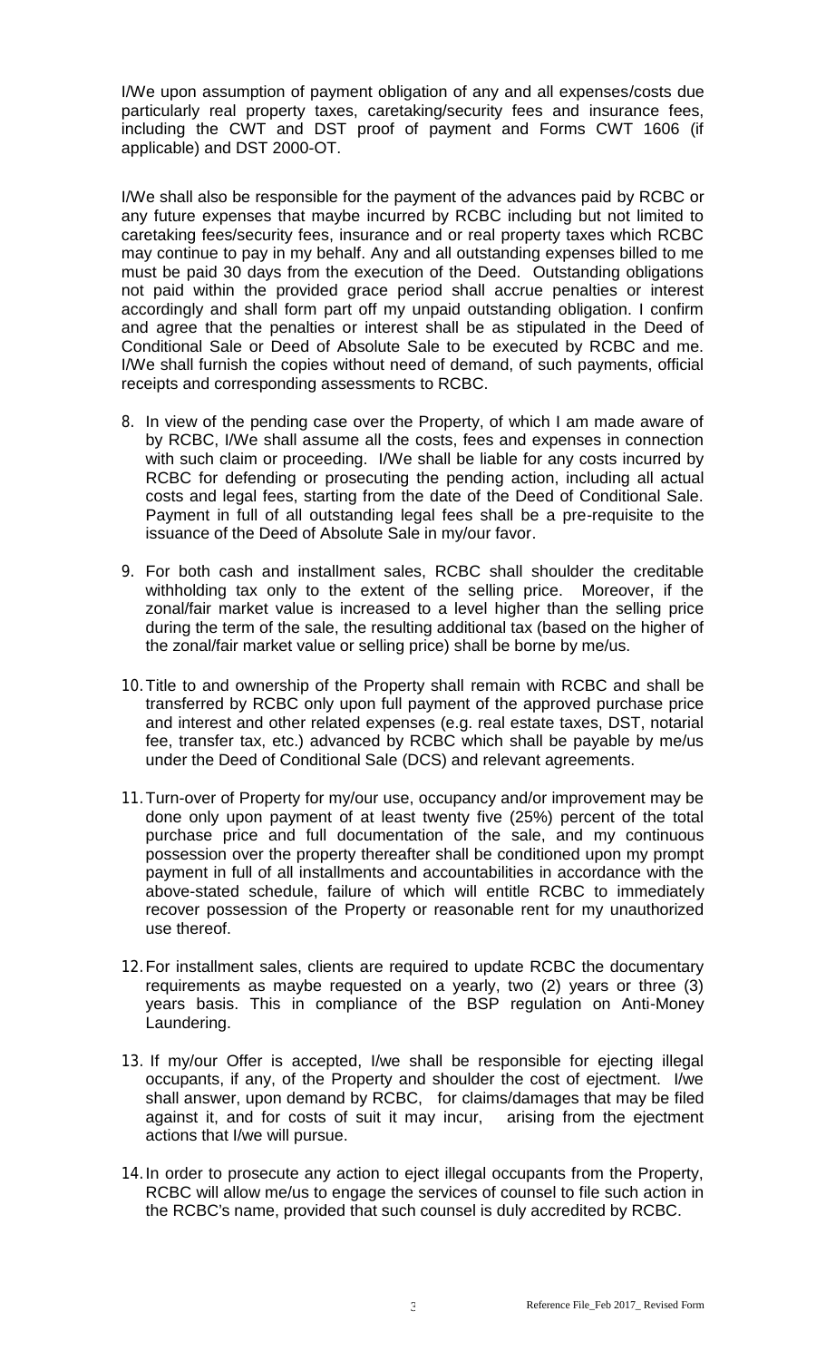I/We upon assumption of payment obligation of any and all expenses/costs due particularly real property taxes, caretaking/security fees and insurance fees, including the CWT and DST proof of payment and Forms CWT 1606 (if applicable) and DST 2000-OT.

I/We shall also be responsible for the payment of the advances paid by RCBC or any future expenses that maybe incurred by RCBC including but not limited to caretaking fees/security fees, insurance and or real property taxes which RCBC may continue to pay in my behalf. Any and all outstanding expenses billed to me must be paid 30 days from the execution of the Deed. Outstanding obligations not paid within the provided grace period shall accrue penalties or interest accordingly and shall form part off my unpaid outstanding obligation. I confirm and agree that the penalties or interest shall be as stipulated in the Deed of Conditional Sale or Deed of Absolute Sale to be executed by RCBC and me. I/We shall furnish the copies without need of demand, of such payments, official receipts and corresponding assessments to RCBC.

8. In view of the pending case over the Property, of which I am made aware of by RCBC, I/We shall assume all the costs, fees and expenses in connection with such claim or proceeding. I/We shall be liable for any costs incurred by RCBC for defending or prosecuting the pending action, including all actual costs and legal fees, starting from the date of the Deed of Conditional Sale. Payment in full of all outstanding legal fees shall be a pre-requisite to the issuance of the Deed of Absolute Sale in my/our favor.

9. For both cash and installment sales, RCBC shall shoulder the creditable withholding tax only to the extent of the selling price. Moreover, if the zonal/fair market value is increased to a level higher than the selling price during the term of the sale, the resulting additional tax (based on the higher of the zonal/fair market value or selling price) shall be borne by me/us.

10. Title to and ownership of the Property shall remain with RCBC and shall be transferred by RCBC only upon full payment of the approved purchase price and interest and other related expenses (e.g. real estate taxes, DST, notarial fee, transfer tax, etc.) advanced by RCBC which shall be payable by me/us under the Deed of Conditional Sale (DCS) and relevant agreements.

11. Turn-over of Property for my/our use, occupancy and/or improvement may be done only upon payment of at least twenty five (25%) percent of the total purchase price and full documentation of the sale, and my continuous possession over the property thereafter shall be conditioned upon my prompt payment in full of all installments and accountabilities in accordance with the above-stated schedule, failure of which will entitle RCBC to immediately recover possession of the Property or reasonable rent for my unauthorized use thereof.

12. For installment sales, clients are required to update RCBC the documentary requirements as maybe requested on a yearly, two (2) years or three (3) years basis. This in compliance of the BSP regulation on Anti-Money Laundering.

13. If my/our Offer is accepted, I/we shall be responsible for ejecting illegal occupants, if any, of the Property and shoulder the cost of ejectment. I/we shall answer, upon demand by RCBC, for claims/damages that may be filed against it, and for costs of suit it may incur, arising from the ejectment actions that I/we will pursue.

14. In order to prosecute any action to eject illegal occupants from the Property, RCBC will allow me/us to engage the services of counsel to file such action in the RCBC's name, provided that such counsel is duly accredited by RCBC.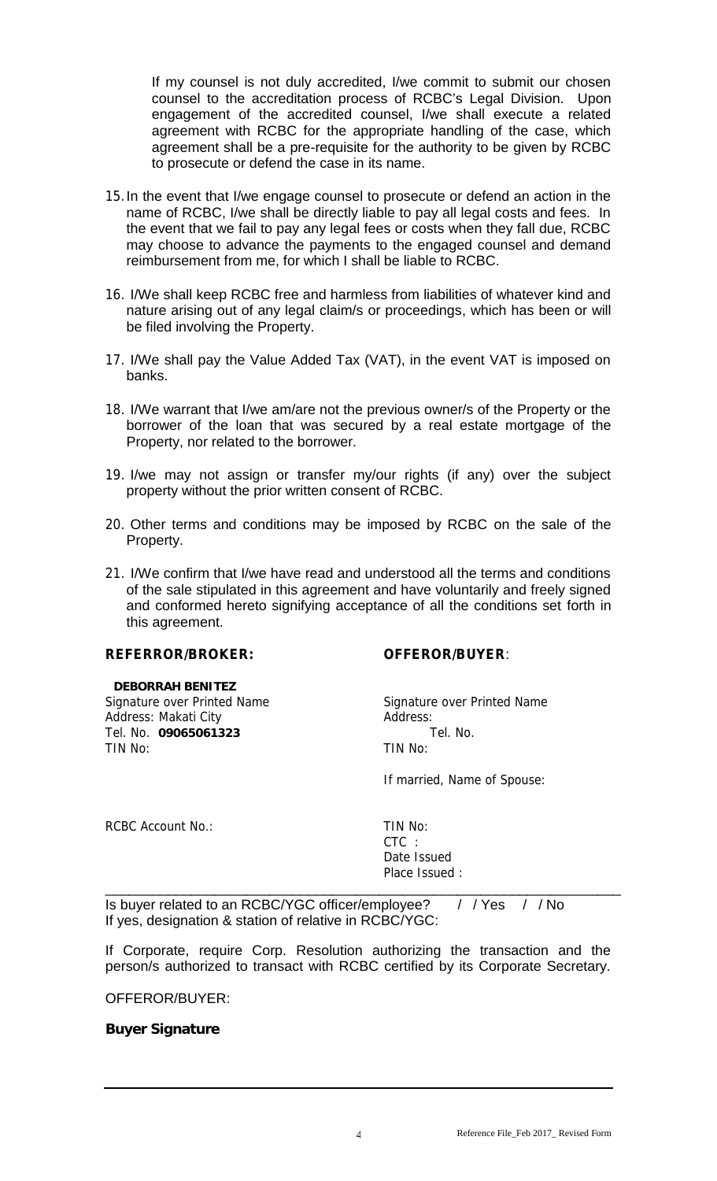If my counsel is not duly accredited, I/we commit to submit our chosen counsel to the accreditation process of RCBC's Legal Division. Upon engagement of the accredited counsel, I/we shall execute a related agreement with RCBC for the appropriate handling of the case, which agreement shall be a pre-requisite for the authority to be given by RCBC to prosecute or defend the case in its name.

15. In the event that I/we engage counsel to prosecute or defend an action in the name of RCBC, I/we shall be directly liable to pay all legal costs and fees. In the event that we fail to pay any legal fees or costs when they fall due, RCBC may choose to advance the payments to the engaged counsel and demand reimbursement from me, for which I shall be liable to RCBC.

16. I/We shall keep RCBC free and harmless from liabilities of whatever kind and nature arising out of any legal claim/s or proceedings, which has been or will be filed involving the Property.

17. I/We shall pay the Value Added Tax (VAT), in the event VAT is imposed on banks.

18. I/We warrant that I/we am/are not the previous owner/s of the Property or the borrower of the loan that was secured by a real estate mortgage of the Property, nor related to the borrower.

19. I/we may not assign or transfer my/our rights (if any) over the subject property without the prior written consent of RCBC.

20. Other terms and conditions may be imposed by RCBC on the sale of the Property.

21. I/We confirm that I/we have read and understood all the terms and conditions of the sale stipulated in this agreement and have voluntarily and freely signed and conformed hereto signifying acceptance of all the conditions set forth in this agreement.

| **REFERROR/BROKER:** | **OFFEROR/BUYER**: |
|---|---|
| **DEBORRAH BENITEZ** | |
| Signature over Printed Name | Signature over Printed Name |
| Address: Makati City | Address: |
| Tel. No. **09065061323** | Tel. No. |
| TIN No: | TIN No: |
| | If married, Name of Spouse: |
| RCBC Account No.: | TIN No: |
| | CTC : |
| | Date Issued |
| | Place Issued : |

Is buyer related to an RCBC/YGC officer/employee? / / Yes / / No

If yes, designation & station of relative in RCBC/YGC:

If Corporate, require Corp. Resolution authorizing the transaction and the person/s authorized to transact with RCBC certified by its Corporate Secretary.

OFFEROR/BUYER:

**Buyer Signature**

Reference File_Feb 2017_ Revised Form